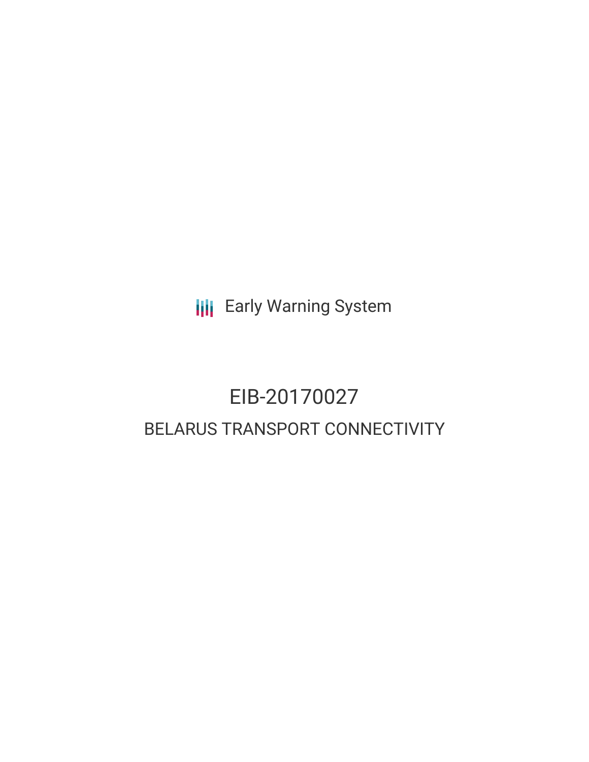Early Warning System

# EIB-20170027

## BELARUS TRANSPORT CONNECTIVITY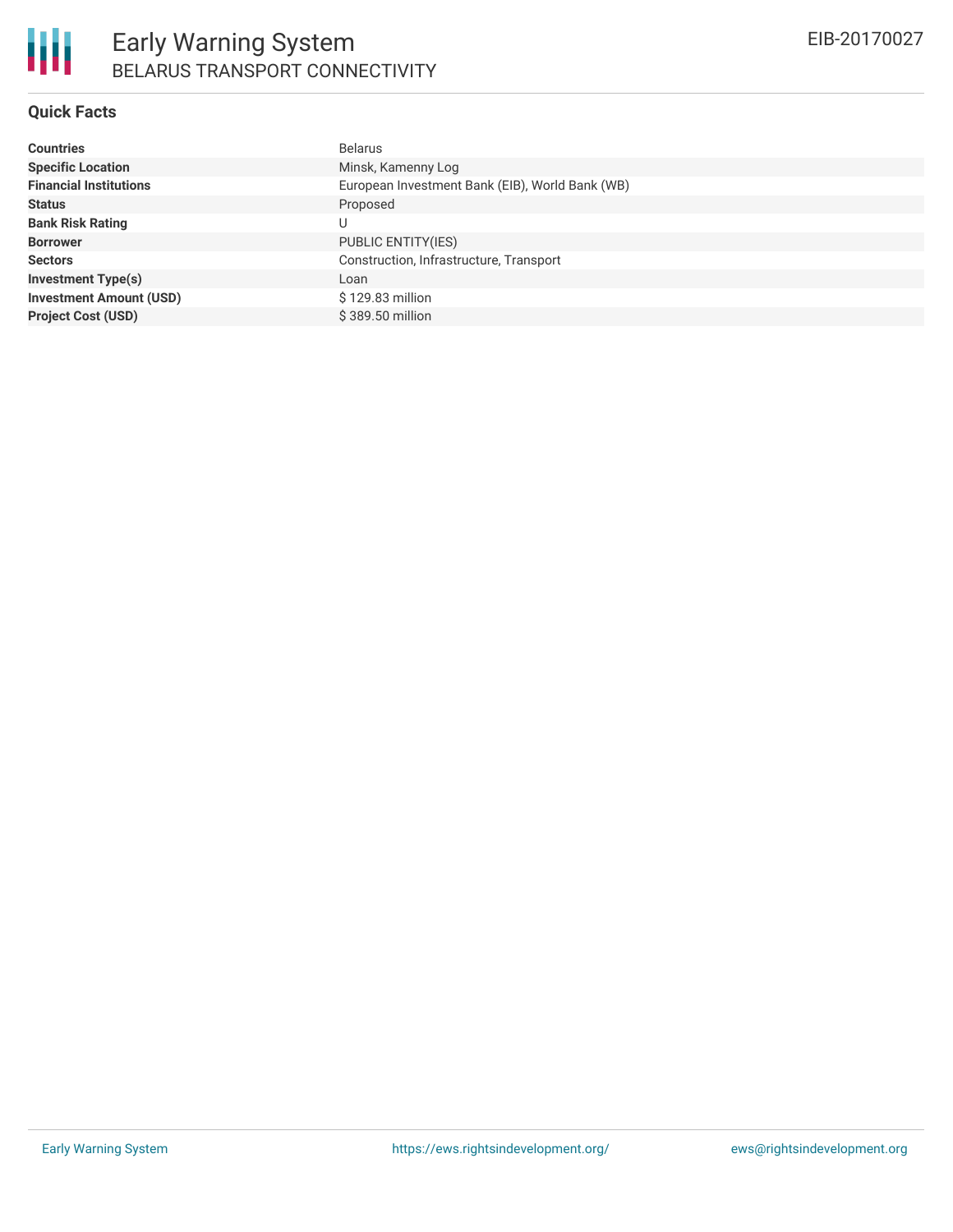# Early Warning System

## BELARUS TRANSPORT CONNECTIVITY

EIB-20170027

### Quick Facts

| | |
|---|---|
| **Countries** | Belarus |
| **Specific Location** | Minsk, Kamenny Log |
| **Financial Institutions** | European Investment Bank (EIB), World Bank (WB) |
| **Status** | Proposed |
| **Bank Risk Rating** | U |
| **Borrower** | PUBLIC ENTITY(IES) |
| **Sectors** | Construction, Infrastructure, Transport |
| **Investment Type(s)** | Loan |
| **Investment Amount (USD)** | $ 129.83 million |
| **Project Cost (USD)** | $ 389.50 million |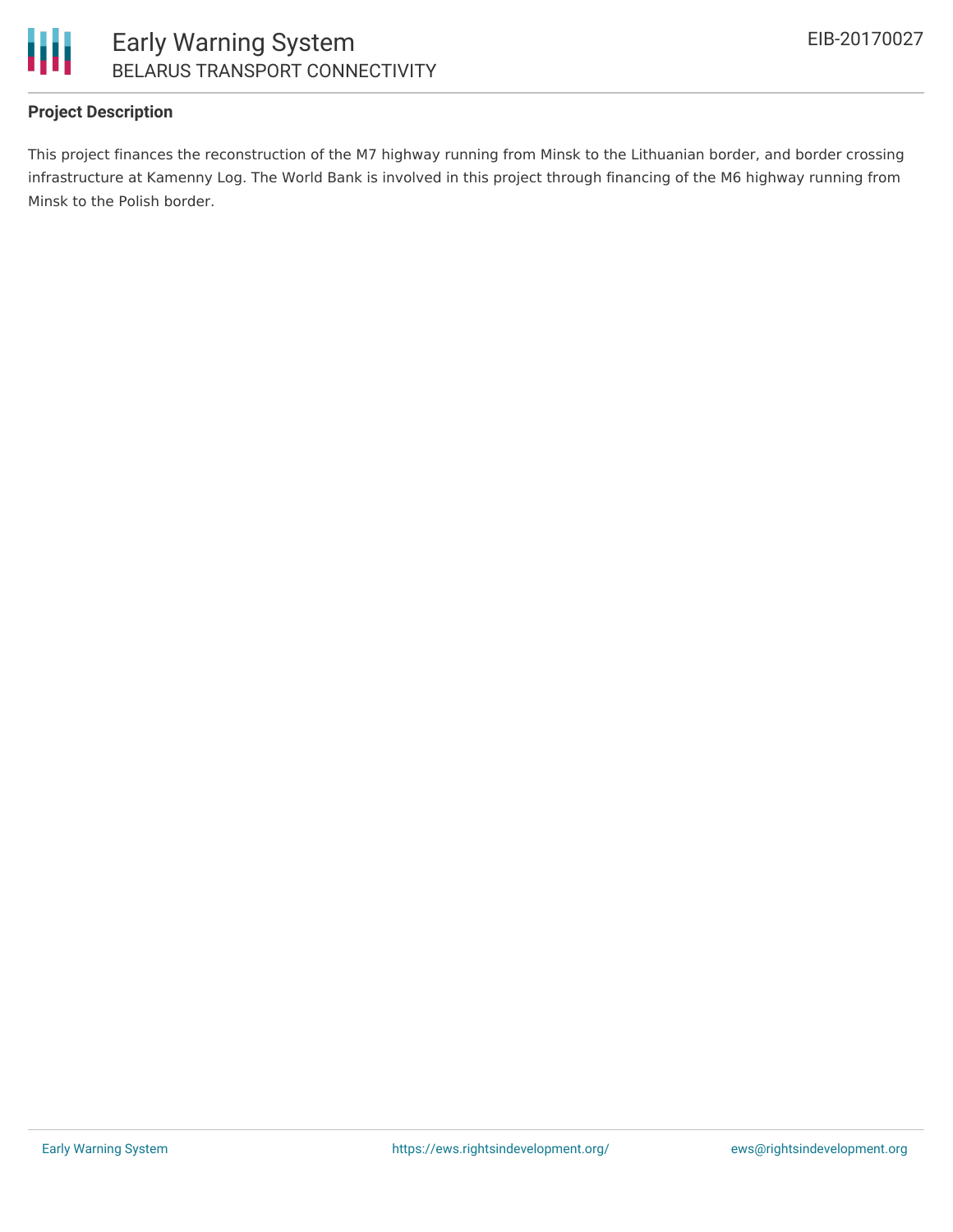## Project Description

This project finances the reconstruction of the M7 highway running from Minsk to the Lithuanian border, and border crossing infrastructure at Kamenny Log. The World Bank is involved in this project through financing of the M6 highway running from Minsk to the Polish border.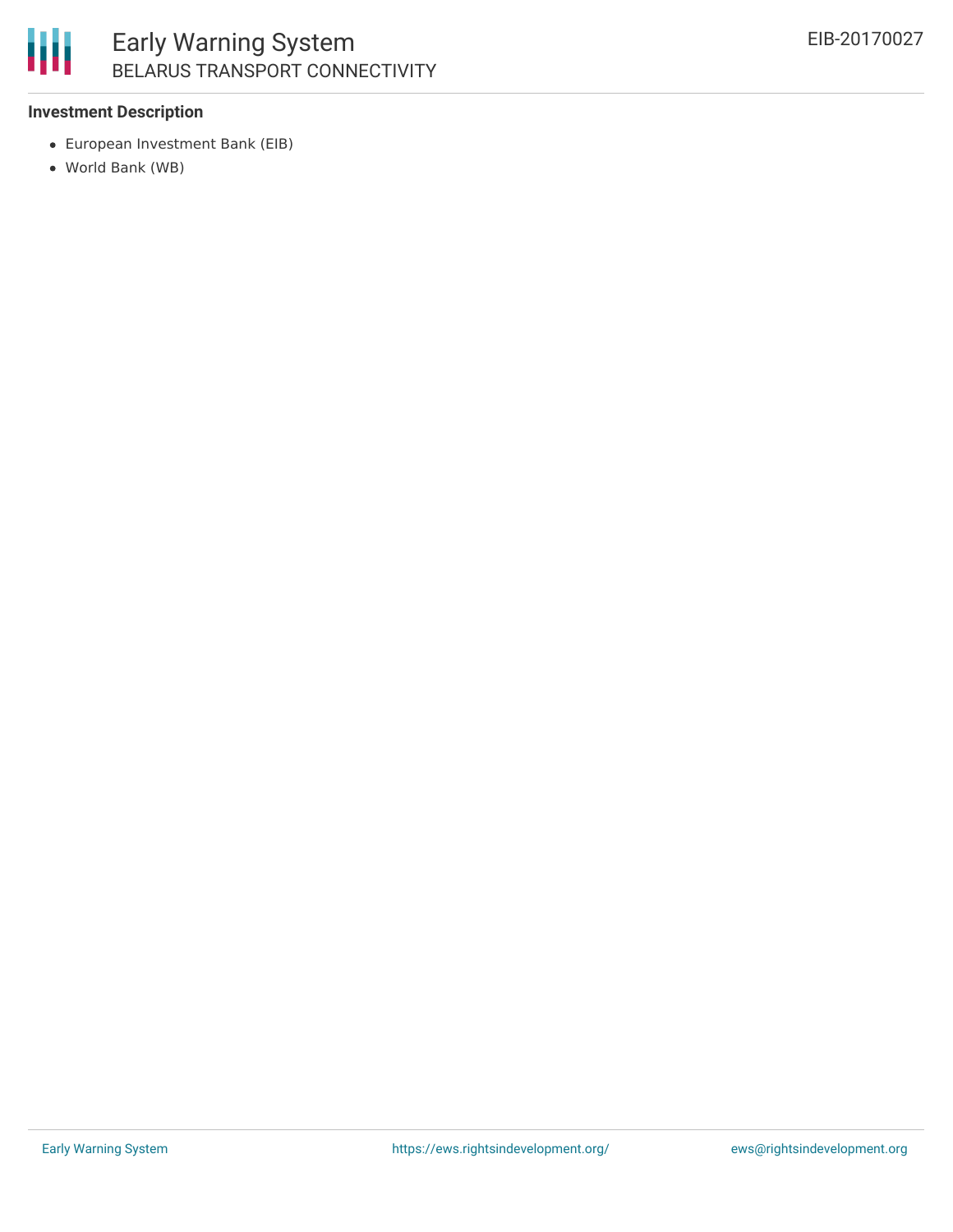**Investment Description**

- European Investment Bank (EIB)
- World Bank (WB)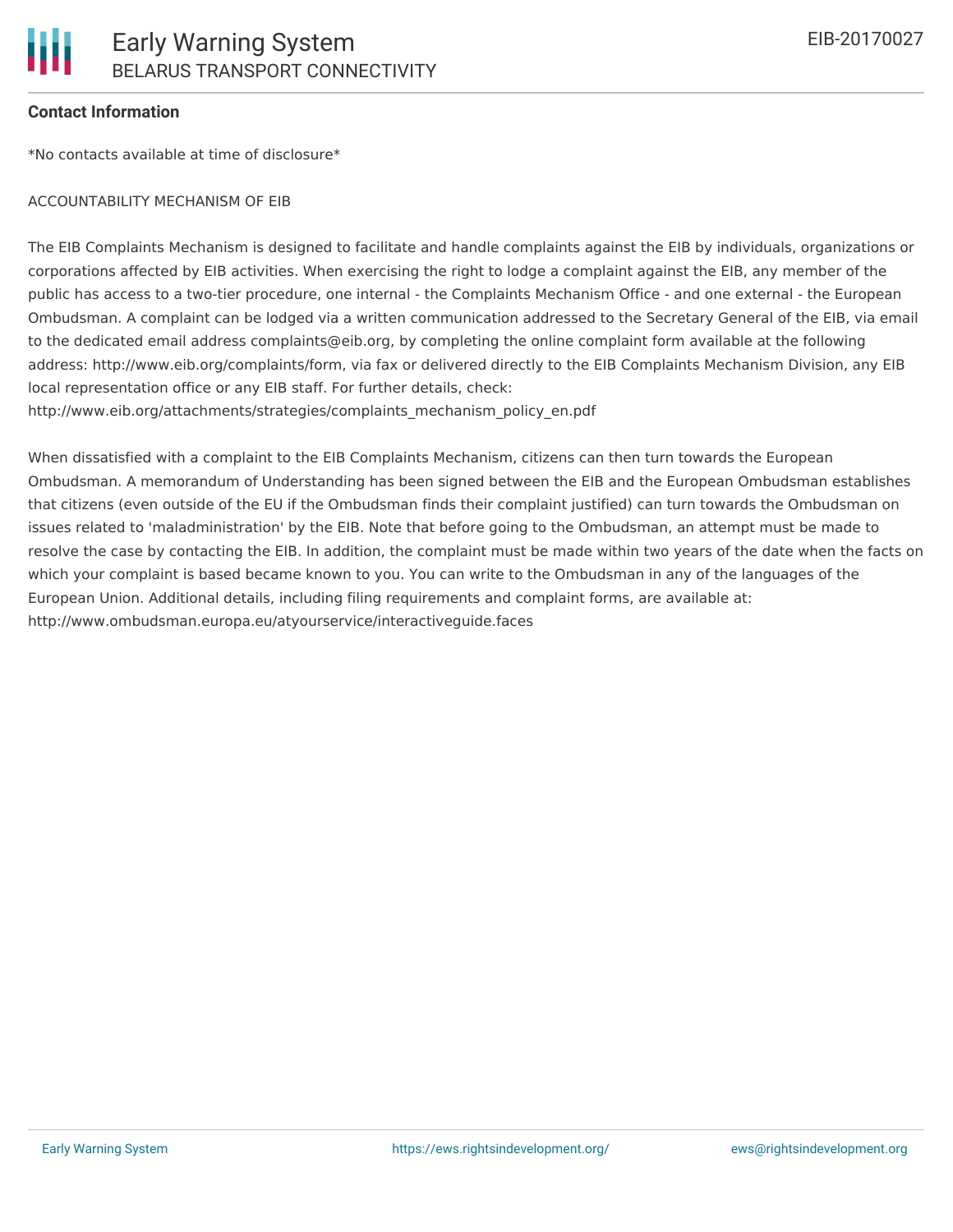### Contact Information

*No contacts available at time of disclosure*

ACCOUNTABILITY MECHANISM OF EIB

The EIB Complaints Mechanism is designed to facilitate and handle complaints against the EIB by individuals, organizations or corporations affected by EIB activities. When exercising the right to lodge a complaint against the EIB, any member of the public has access to a two-tier procedure, one internal - the Complaints Mechanism Office - and one external - the European Ombudsman. A complaint can be lodged via a written communication addressed to the Secretary General of the EIB, via email to the dedicated email address complaints@eib.org, by completing the online complaint form available at the following address: http://www.eib.org/complaints/form, via fax or delivered directly to the EIB Complaints Mechanism Division, any EIB local representation office or any EIB staff. For further details, check: http://www.eib.org/attachments/strategies/complaints_mechanism_policy_en.pdf

When dissatisfied with a complaint to the EIB Complaints Mechanism, citizens can then turn towards the European Ombudsman. A memorandum of Understanding has been signed between the EIB and the European Ombudsman establishes that citizens (even outside of the EU if the Ombudsman finds their complaint justified) can turn towards the Ombudsman on issues related to 'maladministration' by the EIB. Note that before going to the Ombudsman, an attempt must be made to resolve the case by contacting the EIB. In addition, the complaint must be made within two years of the date when the facts on which your complaint is based became known to you. You can write to the Ombudsman in any of the languages of the European Union. Additional details, including filing requirements and complaint forms, are available at: http://www.ombudsman.europa.eu/atyourservice/interactiveguide.faces